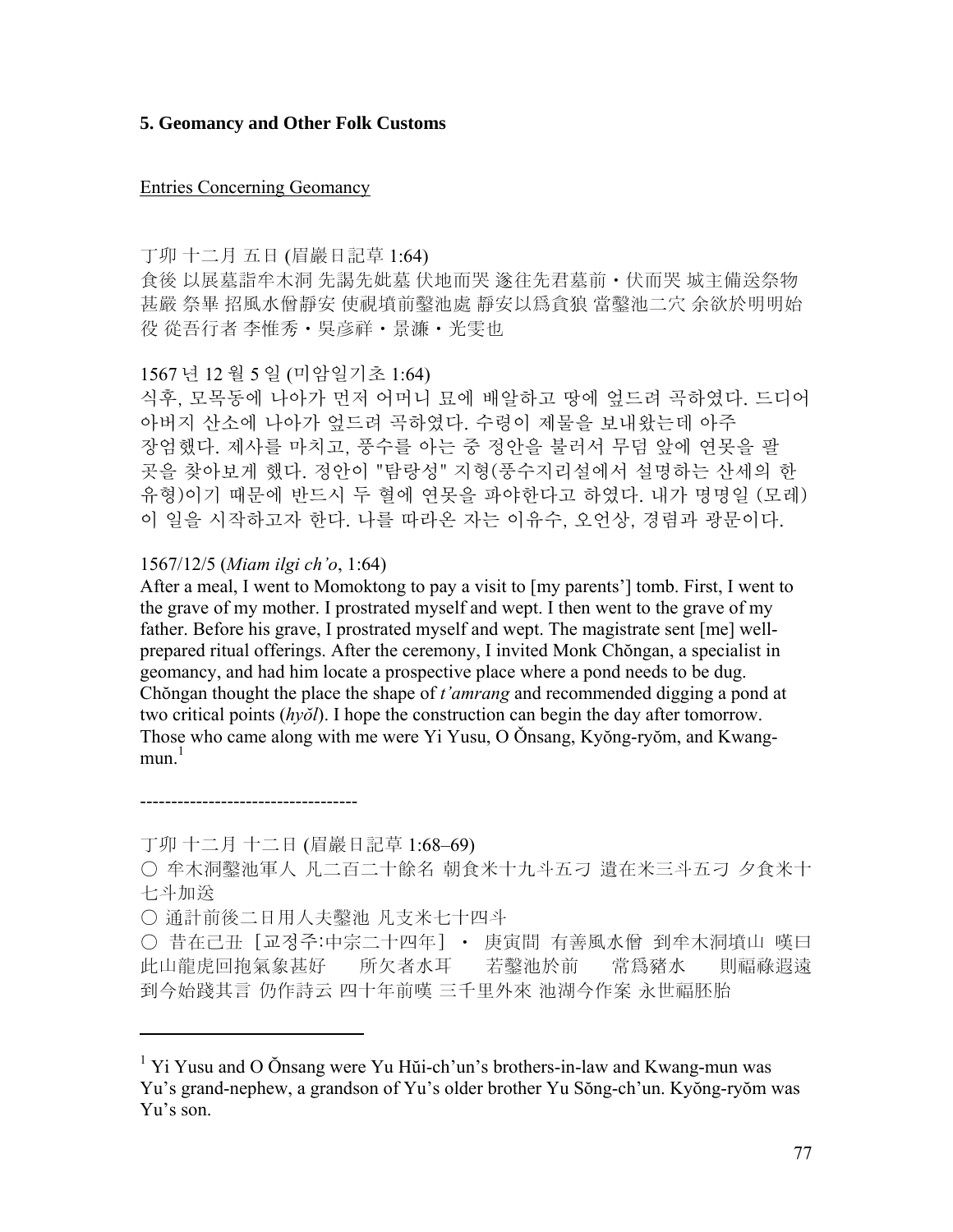**5. Geomancy and Other Folk Customs**

Entries Concerning Geomancy

丁卯 十二月 五日 (眉巖日記草 1:64)
食後 以展墓詣牟木洞 先謁先妣墓 伏地而哭 遂往先君墓前・伏而哭 城主備送祭物 甚嚴 祭畢 招風水僧靜安 使視墳前鑿池處 靜安以爲貪狼 當鑿池二穴 余欲於明明始役 從吾行者 李惟秀・吳彦祥・景濂・光雯也

1567 년 12 월 5 일 (미암일기초 1:64)
식후, 모목동에 나아가 먼저 어머니 묘에 배알하고 땅에 엎드려 곡하였다. 드디어 아버지 산소에 나아가 엎드려 곡하였다. 수령이 제물을 보내왔는데 아주 장엄했다. 제사를 마치고, 풍수를 아는 중 정안을 불러서 무덤 앞에 연못을 팔 곳을 찾아보게 했다. 정안이 "탐랑성" 지형(풍수지리설에서 설명하는 산세의 한 유형)이기 때문에 반드시 두 혈에 연못을 파야한다고 하였다. 내가 명명일 (모레) 이 일을 시작하고자 한다. 나를 따라온 자는 이유수, 오언상, 경렴과 광문이다.

1567/12/5 (*Miam ilgi ch'o*, 1:64)
After a meal, I went to Momoktong to pay a visit to [my parents'] tomb. First, I went to the grave of my mother. I prostrated myself and wept. I then went to the grave of my father. Before his grave, I prostrated myself and wept. The magistrate sent [me] well-prepared ritual offerings. After the ceremony, I invited Monk Chŏngan, a specialist in geomancy, and had him locate a prospective place where a pond needs to be dug. Chŏngan thought the place the shape of *t'amrang* and recommended digging a pond at two critical points (*hyŏl*). I hope the construction can begin the day after tomorrow. Those who came along with me were Yi Yusu, O Ŏnsang, Kyŏng-ryŏm, and Kwang-mun.[1]

-----------------------------------

丁卯 十二月 十二日 (眉巖日記草 1:68–69)
○ 牟木洞鑿池軍人 凡二百二十餘名 朝食米十九斗五刁 遺在米三斗五刁 夕食米十七斗加送
○ 通計前後二日用人夫鑿池 凡支米七十四斗
○ 昔在己丑 [교정주:中宗二十四年] ・ 庚寅間 有善風水僧 到牟木洞墳山 嘆曰 此山龍虎回抱氣象甚好　所欠者水耳　若鑿池於前　常爲豬水　則福祿遐遠 到今始踐其言 仍作詩云 四十年前嘆 三千里外來 池湖今作案 永世福胚胎

---

[1] Yi Yusu and O Ŏnsang were Yu Hŭi-ch'un's brothers-in-law and Kwang-mun was Yu's grand-nephew, a grandson of Yu's older brother Yu Sŏng-ch'un. Kyŏng-ryŏm was Yu's son.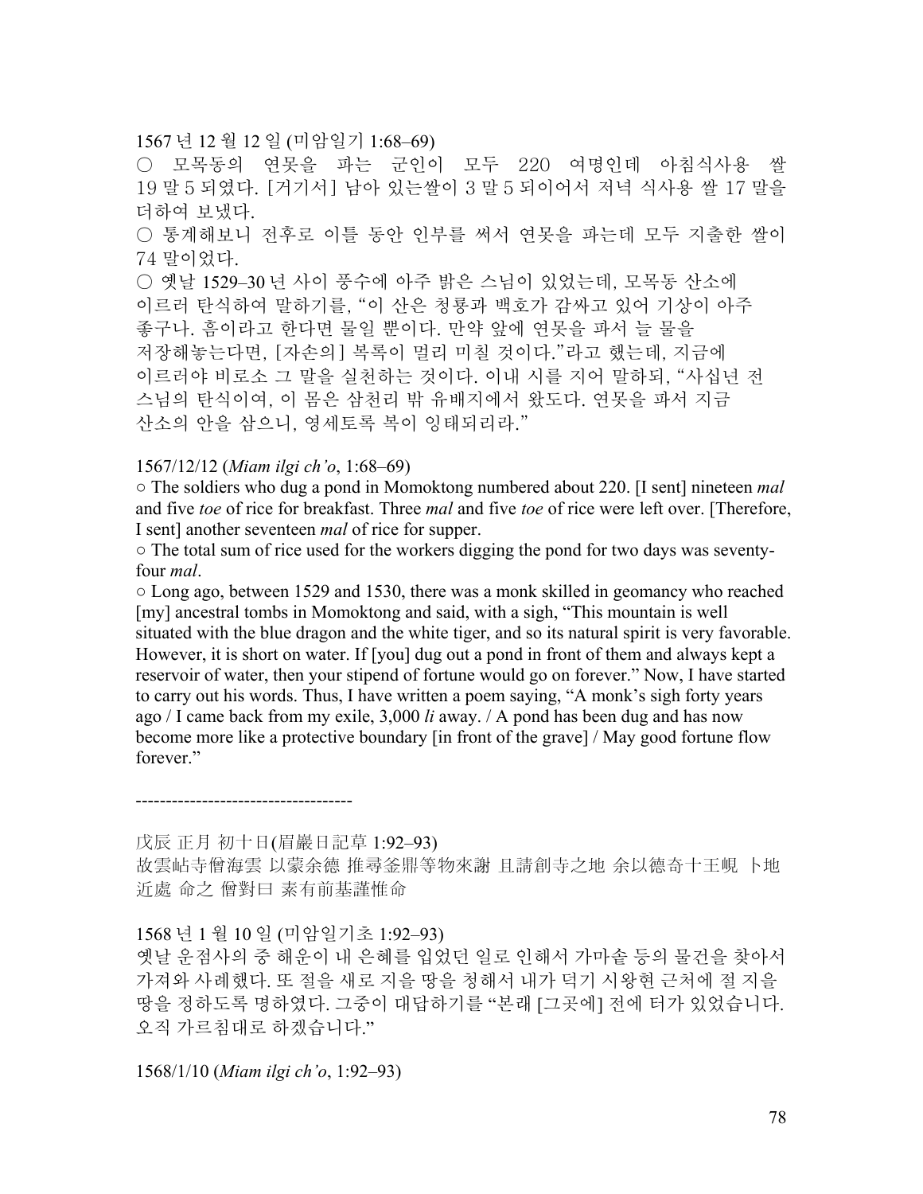1567 년 12 월 12 일 (미암일기 1:68–69)

○ 모목동의 연못을 파는 군인이 모두 220 여명인데 아침식사용 쌀 19 말 5 되였다. [거기서] 남아 있는쌀이 3 말 5 되이어서 저녁 식사용 쌀 17 말을 더하여 보냈다.

○ 통계해보니 전후로 이틀 동안 인부를 써서 연못을 파는데 모두 지출한 쌀이 74 말이었다.

○ 옛날 1529–30 년 사이 풍수에 아주 밝은 스님이 있었는데, 모목동 산소에 이르러 탄식하여 말하기를, "이 산은 청룡과 백호가 감싸고 있어 기상이 아주 좋구나. 흠이라고 한다면 물일 뿐이다. 만약 앞에 연못을 파서 늘 물을 저장해놓는다면, [자손의] 복록이 멀리 미칠 것이다."라고 했는데, 지금에 이르러야 비로소 그 말을 실천하는 것이다. 이내 시를 지어 말하되, "사십년 전 스님의 탄식이여, 이 몸은 삼천리 밖 유배지에서 왔도다. 연못을 파서 지금 산소의 안을 삼으니, 영세토록 복이 잉태되리라."

1567/12/12 (*Miam ilgi ch'o*, 1:68–69)

○ The soldiers who dug a pond in Momoktong numbered about 220. [I sent] nineteen *mal* and five *toe* of rice for breakfast. Three *mal* and five *toe* of rice were left over. [Therefore, I sent] another seventeen *mal* of rice for supper.

○ The total sum of rice used for the workers digging the pond for two days was seventy-four *mal*.

○ Long ago, between 1529 and 1530, there was a monk skilled in geomancy who reached [my] ancestral tombs in Momoktong and said, with a sigh, "This mountain is well situated with the blue dragon and the white tiger, and so its natural spirit is very favorable. However, it is short on water. If [you] dug out a pond in front of them and always kept a reservoir of water, then your stipend of fortune would go on forever." Now, I have started to carry out his words. Thus, I have written a poem saying, "A monk's sigh forty years ago / I came back from my exile, 3,000 *li* away. / A pond has been dug and has now become more like a protective boundary [in front of the grave] / May good fortune flow forever."

------------------------------------

戊辰 正月 初十日(眉巖日記草 1:92–93)

故雲岾寺僧海雲 以蒙余德 推尋釜鼎等物來謝 且請創寺之地 余以德奇十王峴 卜地近處 命之 僧對曰 素有前基謹惟命

1568 년 1 월 10 일 (미암일기초 1:92–93)

옛날 운점사의 중 해운이 내 은혜를 입었던 일로 인해서 가마솥 등의 물건을 찾아서 가져와 사례했다. 또 절을 새로 지을 땅을 청해서 내가 덕기 시왕현 근처에 절 지을 땅을 정하도록 명하였다. 그중이 대답하기를 "본래 [그곳에] 전에 터가 있었습니다. 오직 가르침대로 하겠습니다."

1568/1/10 (*Miam ilgi ch'o*, 1:92–93)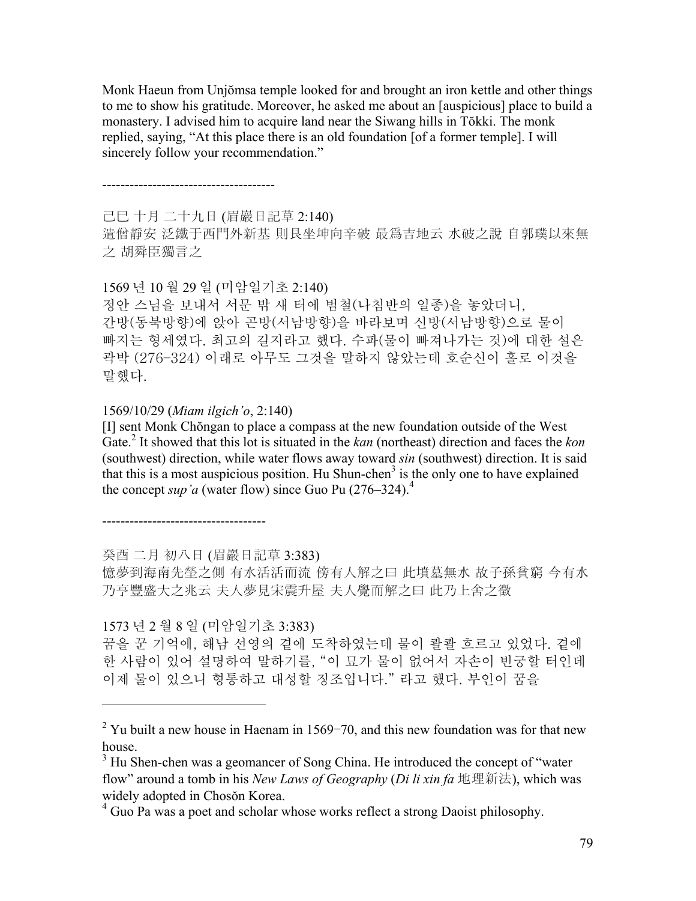Monk Haeun from Unjŏmsa temple looked for and brought an iron kettle and other things to me to show his gratitude. Moreover, he asked me about an [auspicious] place to build a monastery. I advised him to acquire land near the Siwang hills in Tŏkki. The monk replied, saying, "At this place there is an old foundation [of a former temple]. I will sincerely follow your recommendation."

--------------------------------------

己巳 十月 二十九日 (眉巖日記草 2:140)
遣僧靜安 泛鐵于西門外新基 則艮坐坤向辛破 最爲吉地云 水破之說 自郭璞以來無之 胡舜臣獨言之

1569 년 10 월 29 일 (미암일기초 2:140)
정안 스님을 보내서 서문 밖 새 터에 범철(나침반의 일종)을 놓았더니, 간방(동북방향)에 앉아 곤방(서남방향)을 바라보며 신방(서남방향)으로 물이 빠지는 형세였다. 최고의 길지라고 했다. 수파(물이 빠져나가는 것)에 대한 설은 곽박 (276-324) 이래로 아무도 그것을 말하지 않았는데 호순신이 홀로 이것을 말했다.

1569/10/29 (*Miam ilgich'o*, 2:140)
[I] sent Monk Chŏngan to place a compass at the new foundation outside of the West Gate.[2] It showed that this lot is situated in the *kan* (northeast) direction and faces the *kon* (southwest) direction, while water flows away toward *sin* (southwest) direction. It is said that this is a most auspicious position. Hu Shun-chen[3] is the only one to have explained the concept *sup'a* (water flow) since Guo Pu (276–324).[4]

------------------------------------

癸酉 二月 初八日 (眉巖日記草 3:383)
憶夢到海南先塋之側 有水活活而流 傍有人解之曰 此墳墓無水 故子孫貧窮 今有水乃亨豐盛大之兆云 夫人夢見宋震升屋 夫人覺而解之曰 此乃上舍之徵

1573 년 2 월 8 일 (미암일기초 3:383)
꿈을 꾼 기억에, 해남 선영의 곁에 도착하였는데 물이 콸콸 흐르고 있었다. 곁에 한 사람이 있어 설명하여 말하기를, "이 묘가 물이 없어서 자손이 빈궁할 터인데 이제 물이 있으니 형통하고 대성할 징조입니다." 라고 했다. 부인이 꿈을

---

[2] Yu built a new house in Haenam in 1569–70, and this new foundation was for that new house.

[3] Hu Shen-chen was a geomancer of Song China. He introduced the concept of "water flow" around a tomb in his *New Laws of Geography* (*Di li xin fa* 地理新法), which was widely adopted in Chosŏn Korea.

[4] Guo Pa was a poet and scholar whose works reflect a strong Daoist philosophy.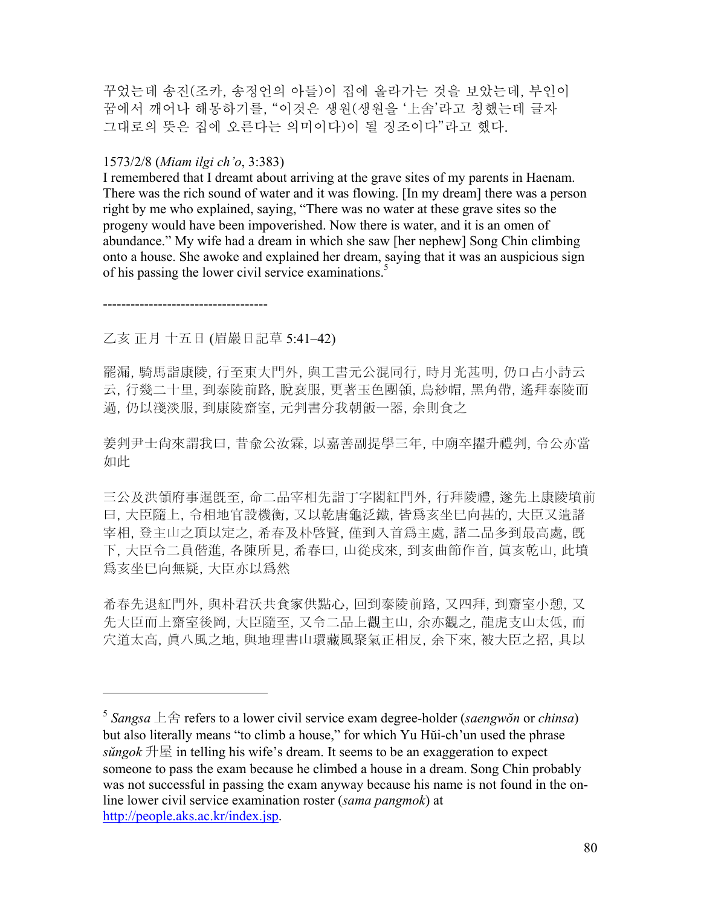꾸었는데 송진(조카, 송정언의 아들)이 집에 올라가는 것을 보았는데, 부인이 꿈에서 깨어나 해몽하기를, "이것은 생원(생원을 '上舍'라고 칭했는데 글자 그대로의 뜻은 집에 오른다는 의미이다)이 될 징조이다"라고 했다.

1573/2/8 (*Miam ilgi ch'o*, 3:383)
I remembered that I dreamt about arriving at the grave sites of my parents in Haenam. There was the rich sound of water and it was flowing. [In my dream] there was a person right by me who explained, saying, "There was no water at these grave sites so the progeny would have been impoverished. Now there is water, and it is an omen of abundance." My wife had a dream in which she saw [her nephew] Song Chin climbing onto a house. She awoke and explained her dream, saying that it was an auspicious sign of his passing the lower civil service examinations.[5]

------------------------------------

乙亥 正月 十五日 (眉巖日記草 5:41–42)

罷漏, 騎馬詣康陵, 行至東大門外, 與工書元公混同行, 時月光甚明, 仍口占小詩云云, 行幾二十里, 到泰陵前路, 脫衰服, 更著玉色團領, 烏紗帽, 黑角帶, 遙拜泰陵而過, 仍以淺淡服, 到康陵齋室, 元判書分我朝飯一器, 余則食之

姜判尹士尙來謂我曰, 昔兪公汝霖, 以嘉善副提學三年, 中廟卒擢升禮判, 令公亦當如此

三公及洪領府事暹既至, 命二品宰相先詣丁字閣紅門外, 行拜陵禮, 遂先上康陵墳前曰, 大臣隨上, 令相地官設機衡, 又以乾唐龜泛鐵, 皆爲亥坐巳向甚的, 大臣又遣諸宰相, 登主山之頂以定之, 希春及朴啓賢, 僅到入首爲主處, 諸二品多到最高處, 既下, 大臣令二員偕進, 各陳所見, 希春曰, 山從戌來, 到亥曲節作首, 眞亥乾山, 此墳爲亥坐巳向無疑, 大臣亦以爲然

希春先退紅門外, 與朴君沃共食家供點心, 回到泰陵前路, 又四拜, 到齋室小憩, 又先大臣而上齋室後岡, 大臣隨至, 又令二品上觀主山, 余亦觀之, 龍虎支山太低, 而穴道太高, 眞八風之地, 與地理書山環藏風聚氣正相反, 余下來, 被大臣之招, 具以

---

[5] *Sangsa* 上舍 refers to a lower civil service exam degree-holder (*saengwŏn* or *chinsa*) but also literally means "to climb a house," for which Yu Hŭi-ch'un used the phrase *sŭngok* 升屋 in telling his wife's dream. It seems to be an exaggeration to expect someone to pass the exam because he climbed a house in a dream. Song Chin probably was not successful in passing the exam anyway because his name is not found in the on-line lower civil service examination roster (*sama pangmok*) at http://people.aks.ac.kr/index.jsp.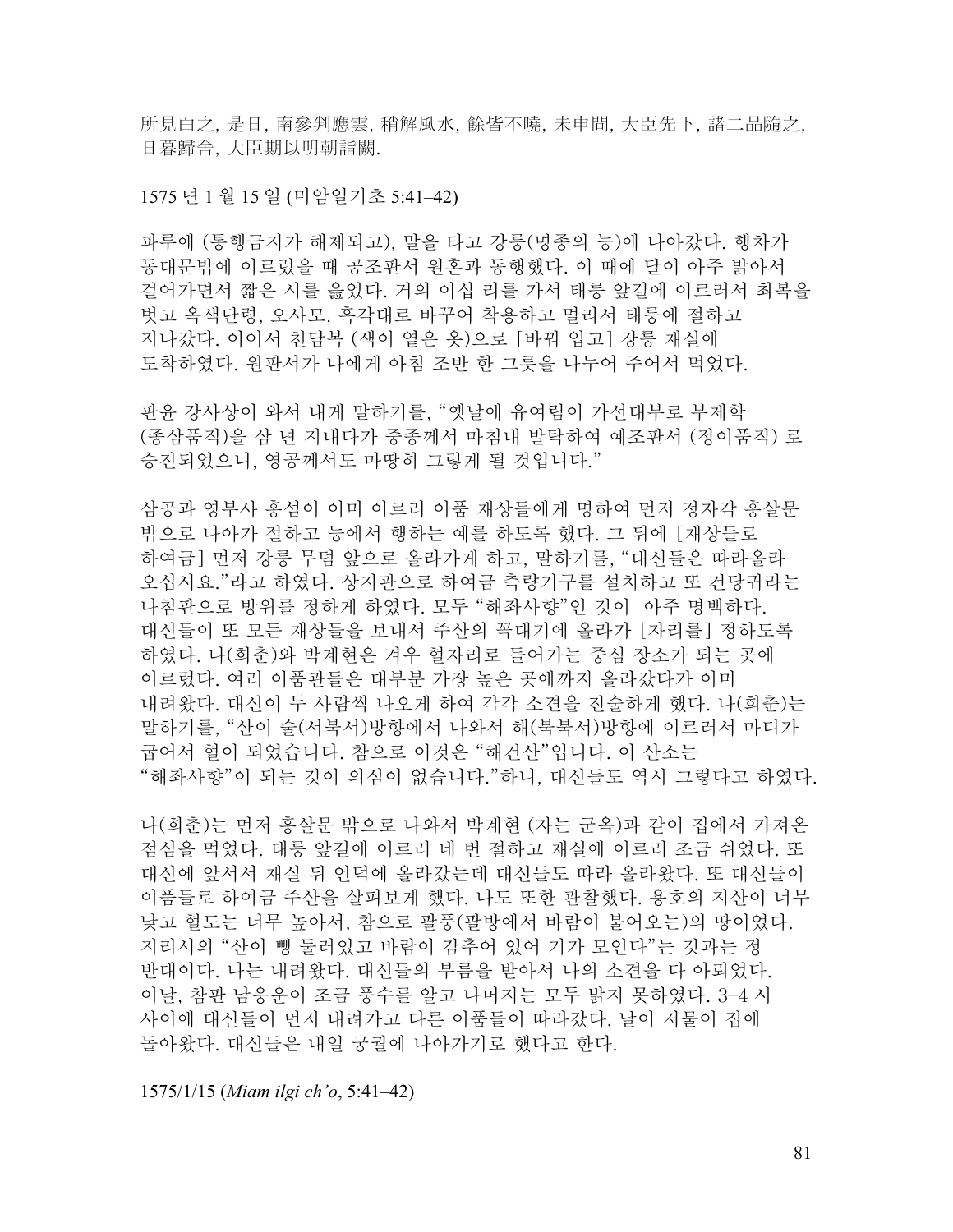所見白之, 是日, 南參判應雲, 稍解風水, 餘皆不曉, 未申間, 大臣先下, 諸二品隨之, 日暮歸舍, 大臣期以明朝詣闕.

1575 년 1 월 15 일 (미암일기초 5:41–42)

파루에 (통행금지가 해제되고), 말을 타고 강릉(명종의 능)에 나아갔다. 행차가 동대문밖에 이르렀을 때 공조판서 원혼과 동행했다. 이 때에 달이 아주 밝아서 걸어가면서 짧은 시를 읊었다. 거의 이십 리를 가서 태릉 앞길에 이르러서 최복을 벗고 옥색단령, 오사모, 흑각대로 바꾸어 착용하고 멀리서 태릉에 절하고 지나갔다. 이어서 천담복 (색이 옅은 옷)으로 [바꿔 입고] 강릉 재실에 도착하였다. 원판서가 나에게 아침 조반 한 그릇을 나누어 주어서 먹었다.

판윤 강사상이 와서 내게 말하기를, "옛날에 유여림이 가선대부로 부제학 (종삼품직)을 삼 년 지내다가 중종께서 마침내 발탁하여 예조판서 (정이품직) 로 승진되었으니, 영공께서도 마땅히 그렇게 될 것입니다."

삼공과 영부사 홍섬이 이미 이르러 이품 재상들에게 명하여 먼저 정자각 홍살문 밖으로 나아가 절하고 능에서 행하는 예를 하도록 했다. 그 뒤에 [재상들로 하여금] 먼저 강릉 무덤 앞으로 올라가게 하고, 말하기를, "대신들은 따라올라 오십시요."라고 하였다. 상지관으로 하여금 측량기구를 설치하고 또 건당귀라는 나침판으로 방위를 정하게 하였다. 모두 "해좌사향"인 것이 아주 명백하다. 대신들이 또 모든 재상들을 보내서 주산의 꼭대기에 올라가 [자리를] 정하도록 하였다. 나(희춘)와 박계현은 겨우 혈자리로 들어가는 중심 장소가 되는 곳에 이르렀다. 여러 이품관들은 대부분 가장 높은 곳에까지 올라갔다가 이미 내려왔다. 대신이 두 사람씩 나오게 하여 각각 소견을 진술하게 했다. 나(희춘)는 말하기를, "산이 술(서북서)방향에서 나와서 해(북북서)방향에 이르러서 마디가 굽어서 혈이 되었습니다. 참으로 이것은 "해건산"입니다. 이 산소는 "해좌사향"이 되는 것이 의심이 없습니다."하니, 대신들도 역시 그렇다고 하였다.

나(희춘)는 먼저 홍살문 밖으로 나와서 박계현 (자는 군옥)과 같이 집에서 가져온 점심을 먹었다. 태릉 앞길에 이르러 네 번 절하고 재실에 이르러 조금 쉬었다. 또 대신에 앞서서 재실 뒤 언덕에 올라갔는데 대신들도 따라 올라왔다. 또 대신들이 이품들로 하여금 주산을 살펴보게 했다. 나도 또한 관찰했다. 용호의 지산이 너무 낮고 혈도는 너무 높아서, 참으로 팔풍(팔방에서 바람이 불어오는)의 땅이었다. 지리서의 "산이 빙 둘러있고 바람이 감추어 있어 기가 모인다"는 것과는 정 반대이다. 나는 내려왔다. 대신들의 부름을 받아서 나의 소견을 다 아뢰었다. 이날, 참판 남응운이 조금 풍수를 알고 나머지는 모두 밝지 못하였다. 3–4 시 사이에 대신들이 먼저 내려가고 다른 이품들이 따라갔다. 날이 저물어 집에 돌아왔다. 대신들은 내일 궁궐에 나아가기로 했다고 한다.

1575/1/15 (*Miam ilgi ch'o*, 5:41–42)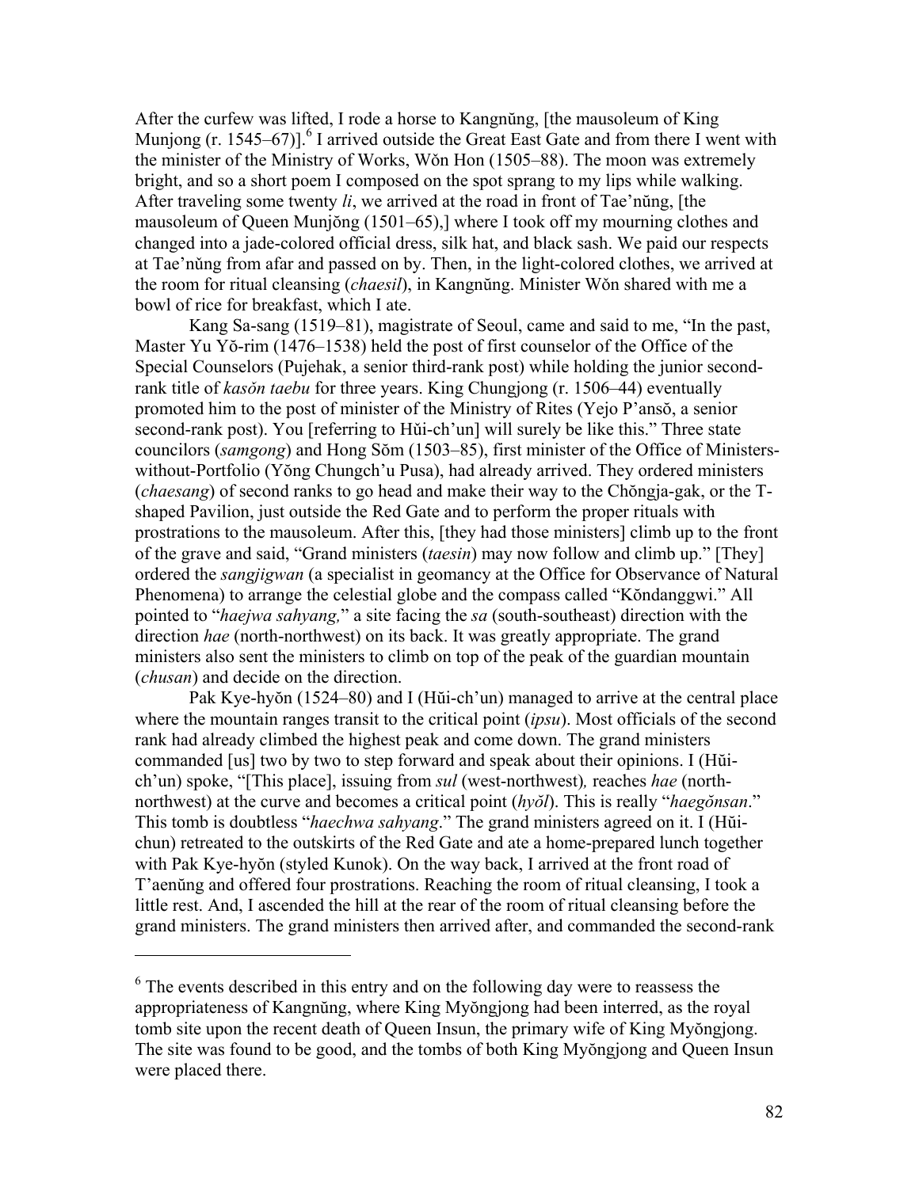After the curfew was lifted, I rode a horse to Kangnŭng, [the mausoleum of King Munjong (r. 1545–67)].[6] I arrived outside the Great East Gate and from there I went with the minister of the Ministry of Works, Wŏn Hon (1505–88). The moon was extremely bright, and so a short poem I composed on the spot sprang to my lips while walking. After traveling some twenty *li*, we arrived at the road in front of Tae'nŭng, [the mausoleum of Queen Munjŏng (1501–65),] where I took off my mourning clothes and changed into a jade-colored official dress, silk hat, and black sash. We paid our respects at Tae'nŭng from afar and passed on by. Then, in the light-colored clothes, we arrived at the room for ritual cleansing (*chaesil*), in Kangnŭng. Minister Wŏn shared with me a bowl of rice for breakfast, which I ate.

Kang Sa-sang (1519–81), magistrate of Seoul, came and said to me, "In the past, Master Yu Yŏ-rim (1476–1538) held the post of first counselor of the Office of the Special Counselors (Pujehak, a senior third-rank post) while holding the junior second-rank title of *kasŏn taebu* for three years. King Chungjong (r. 1506–44) eventually promoted him to the post of minister of the Ministry of Rites (Yejo P'ansŏ, a senior second-rank post). You [referring to Hŭi-ch'un] will surely be like this." Three state councilors (*samgong*) and Hong Sŏm (1503–85), first minister of the Office of Ministers-without-Portfolio (Yŏng Chungch'u Pusa), had already arrived. They ordered ministers (*chaesang*) of second ranks to go head and make their way to the Chŏngja-gak, or the T-shaped Pavilion, just outside the Red Gate and to perform the proper rituals with prostrations to the mausoleum. After this, [they had those ministers] climb up to the front of the grave and said, "Grand ministers (*taesin*) may now follow and climb up." [They] ordered the *sangjigwan* (a specialist in geomancy at the Office for Observance of Natural Phenomena) to arrange the celestial globe and the compass called "Kŏndanggwi." All pointed to "*haejwa sahyang,*" a site facing the *sa* (south-southeast) direction with the direction *hae* (north-northwest) on its back. It was greatly appropriate. The grand ministers also sent the ministers to climb on top of the peak of the guardian mountain (*chusan*) and decide on the direction.

Pak Kye-hyŏn (1524–80) and I (Hŭi-ch'un) managed to arrive at the central place where the mountain ranges transit to the critical point (*ipsu*). Most officials of the second rank had already climbed the highest peak and come down. The grand ministers commanded [us] two by two to step forward and speak about their opinions. I (Hŭi-ch'un) spoke, "[This place], issuing from *sul* (west-northwest)*,* reaches *hae* (north-northwest) at the curve and becomes a critical point (*hyŏl*). This is really "*haegŏnsan*." This tomb is doubtless "*haechwa sahyang*." The grand ministers agreed on it. I (Hŭi-chun) retreated to the outskirts of the Red Gate and ate a home-prepared lunch together with Pak Kye-hyŏn (styled Kunok). On the way back, I arrived at the front road of T'aenŭng and offered four prostrations. Reaching the room of ritual cleansing, I took a little rest. And, I ascended the hill at the rear of the room of ritual cleansing before the grand ministers. The grand ministers then arrived after, and commanded the second-rank

---

[6] The events described in this entry and on the following day were to reassess the appropriateness of Kangnŭng, where King Myŏngjong had been interred, as the royal tomb site upon the recent death of Queen Insun, the primary wife of King Myŏngjong. The site was found to be good, and the tombs of both King Myŏngjong and Queen Insun were placed there.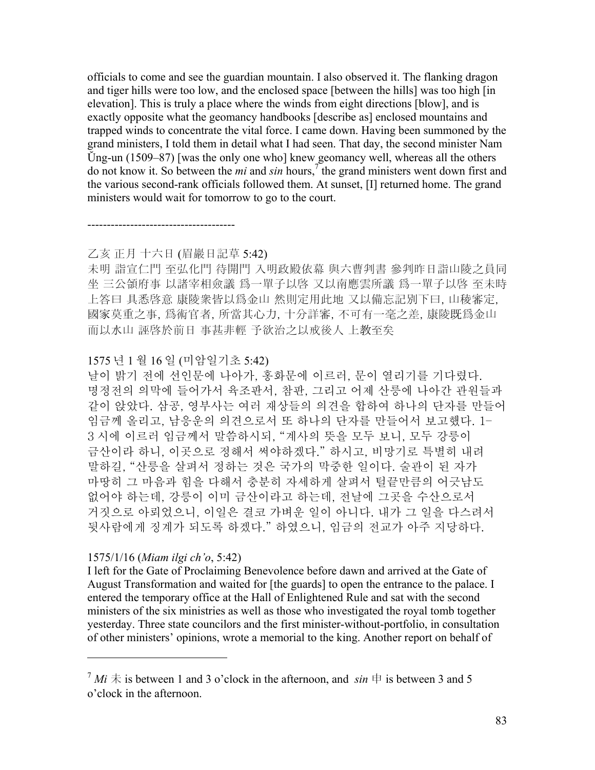officials to come and see the guardian mountain. I also observed it. The flanking dragon and tiger hills were too low, and the enclosed space [between the hills] was too high [in elevation]. This is truly a place where the winds from eight directions [blow], and is exactly opposite what the geomancy handbooks [describe as] enclosed mountains and trapped winds to concentrate the vital force. I came down. Having been summoned by the grand ministers, I told them in detail what I had seen. That day, the second minister Nam Ŭng-un (1509–87) [was the only one who] knew geomancy well, whereas all the others do not know it. So between the *mi* and *sin* hours,[7] the grand ministers went down first and the various second-rank officials followed them. At sunset, [I] returned home. The grand ministers would wait for tomorrow to go to the court.

--------------------------------------

乙亥 正月 十六日 (眉巖日記草 5:42)

未明 詣宣仁門 至弘化門 待開門 入明政殿依幕 與六曹判書 參判昨日詣山陵之員同坐 三公領府事 以諸宰相僉議 爲一單子以啓 又以南應雲所議 爲一單子以啓 至未時上答曰 具悉啓意 康陵衆皆以爲金山 然則定用此地 又以備忘記別下曰, 山稜審定, 國家莫重之事, 爲術官者, 所當其心力, 十分詳審, 不可有一毫之差, 康陵既爲金山而以水山 誣啓於前日 事甚非輕 予欲治之以戒後人 上教至矣

1575 년 1 월 16 일 (미암일기초 5:42)

날이 밝기 전에 선인문에 나아가, 홍화문에 이르러, 문이 열리기를 기다렸다. 명정전의 의막에 들어가서 육조판서, 참판, 그리고 어제 산릉에 나아간 관원들과 같이 앉았다. 삼공, 영부사는 여러 재상들의 의견을 합하여 하나의 단자를 만들어 임금께 올리고, 남응운의 의견으로서 또 하나의 단자를 만들어서 보고했다. 1-3 시에 이르러 임금께서 말씀하시되, "계사의 뜻을 모두 보니, 모두 강릉이 금산이라 하니, 이곳으로 정해서 써야하겠다." 하시고, 비망기로 특별히 내려 말하길, "산릉을 살펴서 정하는 것은 국가의 막중한 일이다. 술관이 된 자가 마땅히 그 마음과 힘을 다해서 충분히 자세하게 살펴서 털끝만큼의 어긋남도 없어야 하는데, 강릉이 이미 금산이라고 하는데, 전날에 그곳을 수산으로서 거짓으로 아뢰었으니, 이일은 결코 가벼운 일이 아니다. 내가 그 일을 다스려서 뒷사람에게 징계가 되도록 하겠다." 하였으니, 임금의 전교가 아주 지당하다.

1575/1/16 (*Miam ilgi ch'o*, 5:42)

I left for the Gate of Proclaiming Benevolence before dawn and arrived at the Gate of August Transformation and waited for [the guards] to open the entrance to the palace. I entered the temporary office at the Hall of Enlightened Rule and sat with the second ministers of the six ministries as well as those who investigated the royal tomb together yesterday. Three state councilors and the first minister-without-portfolio, in consultation of other ministers' opinions, wrote a memorial to the king. Another report on behalf of

[7] *Mi* 未 is between 1 and 3 o'clock in the afternoon, and *sin* 申 is between 3 and 5 o'clock in the afternoon.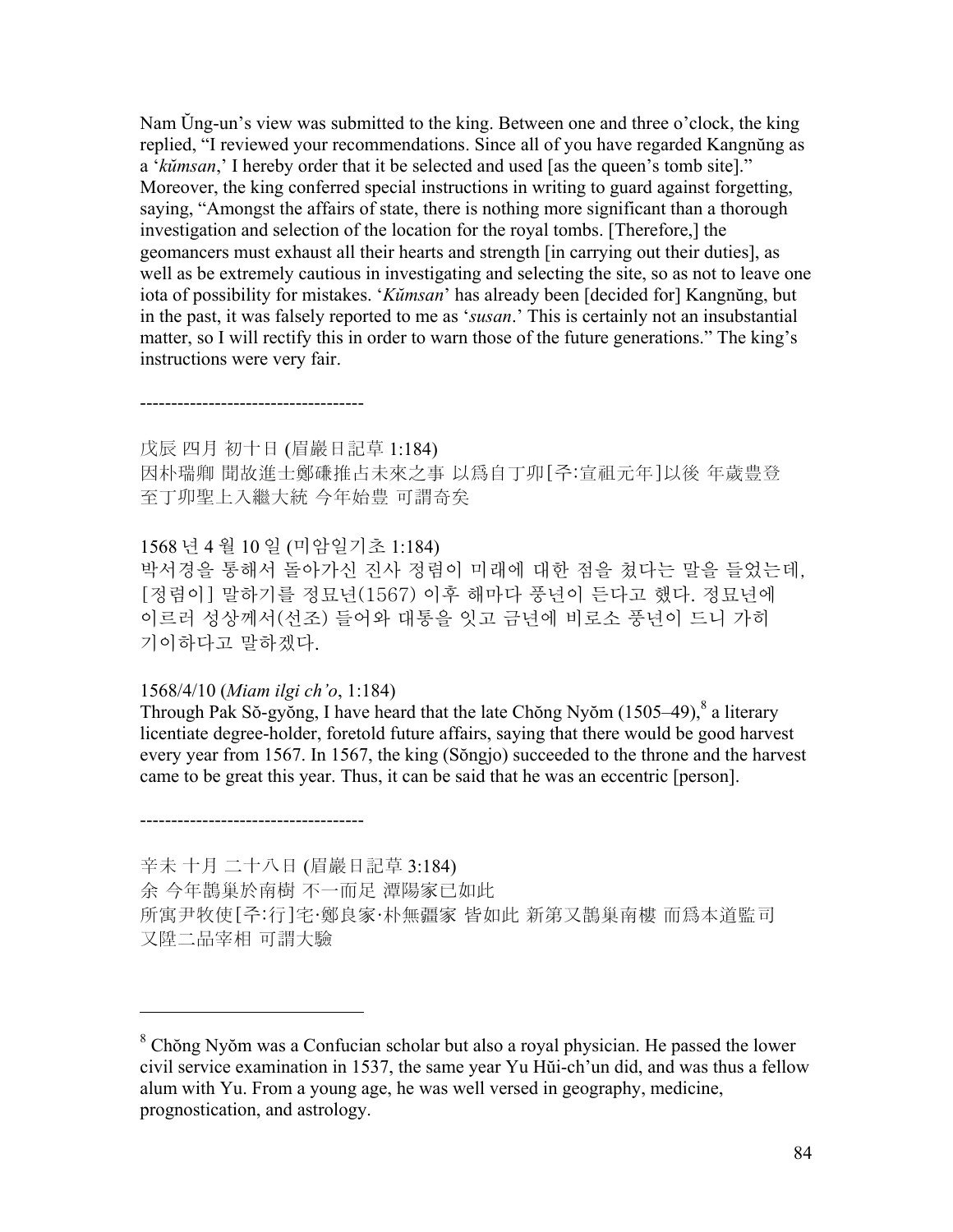Nam Ŭng-un's view was submitted to the king. Between one and three o'clock, the king replied, "I reviewed your recommendations. Since all of you have regarded Kangnŭng as a '*kŭmsan*,' I hereby order that it be selected and used [as the queen's tomb site]." Moreover, the king conferred special instructions in writing to guard against forgetting, saying, "Amongst the affairs of state, there is nothing more significant than a thorough investigation and selection of the location for the royal tombs. [Therefore,] the geomancers must exhaust all their hearts and strength [in carrying out their duties], as well as be extremely cautious in investigating and selecting the site, so as not to leave one iota of possibility for mistakes. '*Kŭmsan*' has already been [decided for] Kangnŭng, but in the past, it was falsely reported to me as '*susan*.' This is certainly not an insubstantial matter, so I will rectify this in order to warn those of the future generations." The king's instructions were very fair.

------------------------------------

戊辰 四月 初十日 (眉巖日記草 1:184)
因朴瑞卿 聞故進士鄭礦推占未來之事 以爲自丁卯[주:宣祖元年]以後 年歲豊登 至丁卯聖上入繼大統 今年始豊 可謂奇矣

1568 년 4 월 10 일 (미암일기초 1:184)
박서경을 통해서 돌아가신 진사 정렴이 미래에 대한 점을 쳤다는 말을 들었는데, [정렴이] 말하기를 정묘년(1567) 이후 해마다 풍년이 든다고 했다. 정묘년에 이르러 성상께서(선조) 들어와 대통을 잇고 금년에 비로소 풍년이 드니 가히 기이하다고 말하겠다.

1568/4/10 (*Miam ilgi ch'o*, 1:184)
Through Pak Sŏ-gyŏng, I have heard that the late Chŏng Nyŏm (1505–49),[8] a literary licentiate degree-holder, foretold future affairs, saying that there would be good harvest every year from 1567. In 1567, the king (Sŏngjo) succeeded to the throne and the harvest came to be great this year. Thus, it can be said that he was an eccentric [person].

------------------------------------

辛未 十月 二十八日 (眉巖日記草 3:184)
余 今年鵲巢於南樹 不一而足 潭陽家已如此
所寓尹牧使[주:行]宅·鄭良家·朴無疆家 皆如此 新第又鵲巢南樓 而爲本道監司 又陞二品宰相 可謂大驗

---

[8] Chŏng Nyŏm was a Confucian scholar but also a royal physician. He passed the lower civil service examination in 1537, the same year Yu Hŭi-ch'un did, and was thus a fellow alum with Yu. From a young age, he was well versed in geography, medicine, prognostication, and astrology.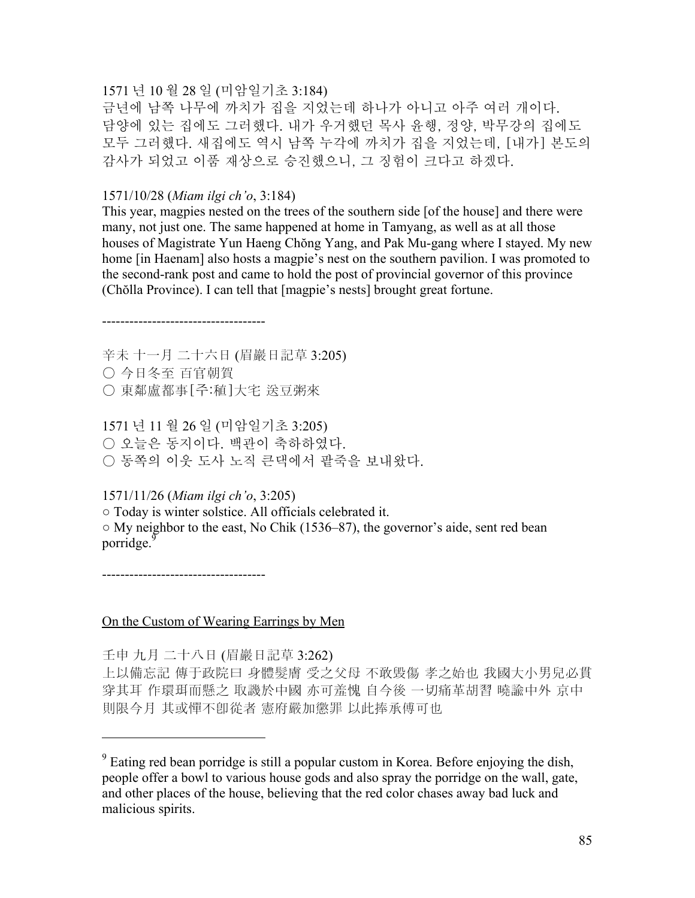1571 년 10 월 28 일 (미암일기초 3:184)
금년에 남쪽 나무에 까치가 집을 지었는데 하나가 아니고 아주 여러 개이다. 담양에 있는 집에도 그러했다. 내가 우거했던 목사 윤행, 정양, 박무강의 집에도 모두 그러했다. 새집에도 역시 남쪽 누각에 까치가 집을 지었는데, [내가] 본도의 감사가 되었고 이품 재상으로 승진했으니, 그 징험이 크다고 하겠다.

1571/10/28 (*Miam ilgi ch'o*, 3:184)
This year, magpies nested on the trees of the southern side [of the house] and there were many, not just one. The same happened at home in Tamyang, as well as at all those houses of Magistrate Yun Haeng Chŏng Yang, and Pak Mu-gang where I stayed. My new home [in Haenam] also hosts a magpie's nest on the southern pavilion. I was promoted to the second-rank post and came to hold the post of provincial governor of this province (Chŏlla Province). I can tell that [magpie's nests] brought great fortune.

------------------------------------

辛未 十一月 二十六日 (眉巖日記草 3:205)
○ 今日冬至 百官朝賀
○ 東鄰盧都事[주:稙]大宅 送豆粥來

1571 년 11 월 26 일 (미암일기초 3:205)
○ 오늘은 동지이다. 백관이 축하하였다.
○ 동쪽의 이웃 도사 노직 큰댁에서 팥죽을 보내왔다.

1571/11/26 (*Miam ilgi ch'o*, 3:205)
○ Today is winter solstice. All officials celebrated it.
○ My neighbor to the east, No Chik (1536–87), the governor's aide, sent red bean porridge.[9]

------------------------------------

On the Custom of Wearing Earrings by Men

壬申 九月 二十八日 (眉巖日記草 3:262)
上以備忘記 傳于政院曰 身體髮膚 受之父母 不敢毁傷 孝之始也 我國大小男兒必貫穿其耳 作環珥而懸之 取譏於中國 亦可羞愧 自今後 一切痛革胡習 曉諭中外 京中則限今月 其或憚不卽從者 憲府嚴加懲罪 以此捧承傳可也

---

[9] Eating red bean porridge is still a popular custom in Korea. Before enjoying the dish, people offer a bowl to various house gods and also spray the porridge on the wall, gate, and other places of the house, believing that the red color chases away bad luck and malicious spirits.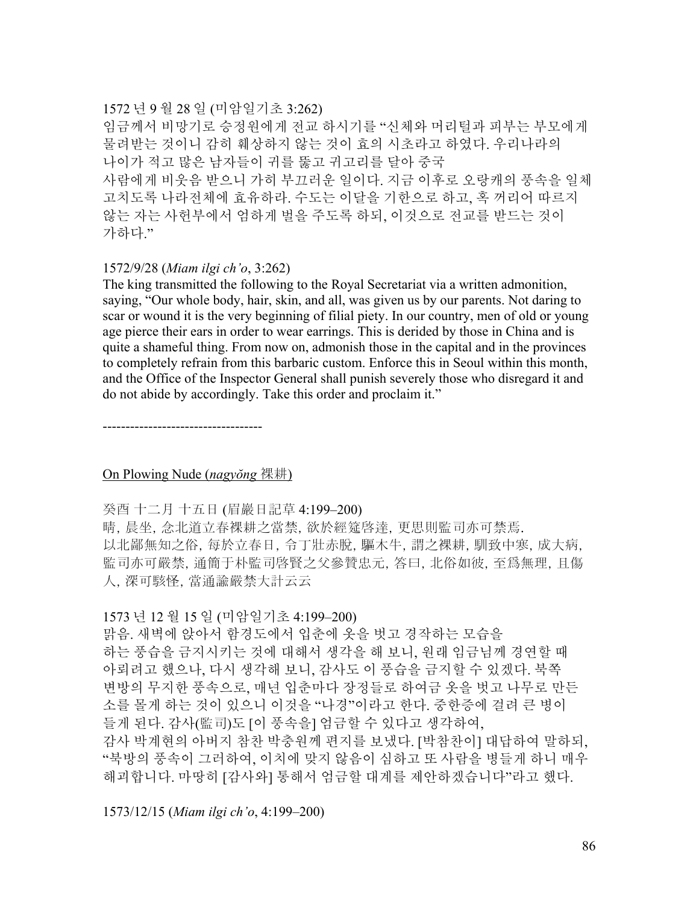1572 년 9 월 28 일 (미암일기초 3:262)
임금께서 비망기로 승정원에게 전교 하시기를 "신체와 머리털과 피부는 부모에게 물려받는 것이니 감히 훼상하지 않는 것이 효의 시초라고 하였다. 우리나라의 나이가 적고 많은 남자들이 귀를 뚫고 귀고리를 달아 중국 사람에게 비웃음 받으니 가히 부끄러운 일이다. 지금 이후로 오랑캐의 풍속을 일체 고치도록 나라전체에 효유하라. 수도는 이달을 기한으로 하고, 혹 꺼리어 따르지 않는 자는 사헌부에서 엄하게 벌을 주도록 하되, 이것으로 전교를 받드는 것이 가하다."

1572/9/28 (*Miam ilgi ch'o*, 3:262)
The king transmitted the following to the Royal Secretariat via a written admonition, saying, "Our whole body, hair, skin, and all, was given us by our parents. Not daring to scar or wound it is the very beginning of filial piety. In our country, men of old or young age pierce their ears in order to wear earrings. This is derided by those in China and is quite a shameful thing. From now on, admonish those in the capital and in the provinces to completely refrain from this barbaric custom. Enforce this in Seoul within this month, and the Office of the Inspector General shall punish severely those who disregard it and do not abide by accordingly. Take this order and proclaim it."

-----------------------------------

On Plowing Nude (*nagyŏng* 裸耕)

癸酉 十二月 十五日 (眉巖日記草 4:199–200)
晴, 晨坐, 念北道立春裸耕之當禁, 欲於經筵啓達, 更思則監司亦可禁焉.
以北鄙無知之俗, 每於立春日, 令丁壯赤脫, 驅木牛, 謂之裸耕, 馴致中寒, 成大病, 監司亦可嚴禁, 通簡于朴監司啓賢之父參贊忠元, 答曰, 北俗如彼, 至爲無理, 且傷人, 深可駭怪, 當通諭嚴禁大計云云

1573 년 12 월 15 일 (미암일기초 4:199–200)
맑음. 새벽에 앉아서 함경도에서 입춘에 옷을 벗고 경작하는 모습을 하는 풍습을 금지시키는 것에 대해서 생각을 해 보니, 원래 임금님께 경연할 때 아뢰려고 했으나, 다시 생각해 보니, 감사도 이 풍습을 금지할 수 있겠다. 북쪽 변방의 무지한 풍속으로, 매년 입춘마다 장정들로 하여금 옷을 벗고 나무로 만든 소를 몰게 하는 것이 있으니 이것을 "나경"이라고 한다. 중한증에 걸려 큰 병이 들게 된다. 감사(監司)도 [이 풍속을] 엄금할 수 있다고 생각하여, 감사 박계현의 아버지 참찬 박충원께 편지를 보냈다. [박참찬이] 대답하여 말하되, "북방의 풍속이 그러하여, 이치에 맞지 않음이 심하고 또 사람을 병들게 하니 매우 해괴합니다. 마땅히 [감사와] 통해서 엄금할 대계를 제안하겠습니다"라고 했다.

1573/12/15 (*Miam ilgi ch'o*, 4:199–200)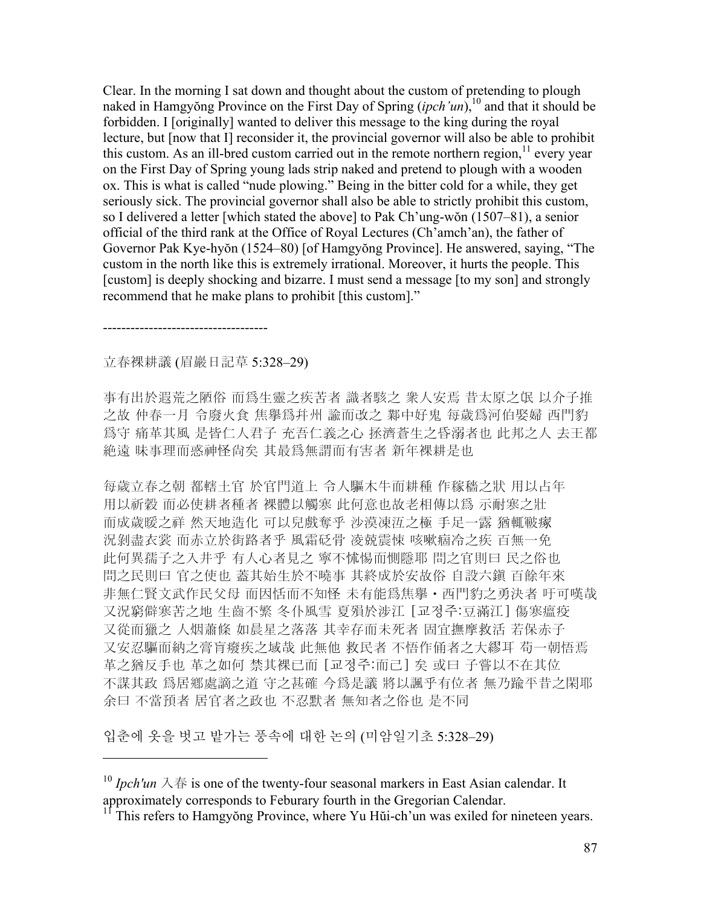Clear. In the morning I sat down and thought about the custom of pretending to plough naked in Hamgyŏng Province on the First Day of Spring (*ipch'un*),[10] and that it should be forbidden. I [originally] wanted to deliver this message to the king during the royal lecture, but [now that I] reconsider it, the provincial governor will also be able to prohibit this custom. As an ill-bred custom carried out in the remote northern region,[11] every year on the First Day of Spring young lads strip naked and pretend to plough with a wooden ox. This is what is called "nude plowing." Being in the bitter cold for a while, they get seriously sick. The provincial governor shall also be able to strictly prohibit this custom, so I delivered a letter [which stated the above] to Pak Ch'ung-wŏn (1507–81), a senior official of the third rank at the Office of Royal Lectures (Ch'amch'an), the father of Governor Pak Kye-hyŏn (1524–80) [of Hamgyŏng Province]. He answered, saying, "The custom in the north like this is extremely irrational. Moreover, it hurts the people. This [custom] is deeply shocking and bizarre. I must send a message [to my son] and strongly recommend that he make plans to prohibit [this custom]."

------------------------------------

立春裸耕議 (眉巖日記草 5:328–29)

事有出於遐荒之陋俗 而爲生靈之疾苦者 識者駭之 衆人安焉 昔太原之氓 以介子推之故 仲春一月 令廢火食 焦擧爲幷州 諭而改之 鄴中好鬼 每歲爲河伯娶婦 西門豹爲守 痛革其風 是皆仁人君子 充吾仁義之心 拯濟蒼生之昏溺者也 此邦之人 去王都絶遠 昧事理而惑神怪尙矣 其最爲無謂而有害者 新年裸耕是也

每歲立春之朝 都轄土官 於官門道上 令人驅木牛而耕種 作稼穡之狀 用以占年 用以祈穀 而必使耕者種者 裸體以觸寒 此何意也故老相傳以爲 示耐寒之壯 而成歲暖之祥 然天地造化 可以兒戲奪乎 沙漠凍沍之極 手足一露 猶輒皸瘃 況剝盡衣裳 而赤立於街路者乎 風霜砭骨 凌兢震悚 咳嗽痼冷之疾 百無一免 此何異孺子之入井乎 有人心者見之 寧不怵惕而惻隱耶 問之官則曰 民之俗也 問之民則曰 官之使也 蓋其始生於不曉事 其終成於安故俗 自設六鎭 百餘年來 非無仁賢文武作民父母 而因恬而不知怪 未有能爲焦擧・西門豹之勇決者 吁可嘆哉 又況窮僻寒苦之地 生齒不繁 冬仆風雪 夏殞於涉江 [교정주:豆滿江] 傷寒瘟疫 又從而獵之 人烟蕭條 如晨星之落落 其幸存而未死者 固宜撫摩救活 若保赤子 又安忍驅而納之膏肓瘵疾之域哉 此無他 救民者 不悟作俑者之大繆耳 苟一朝悟焉 革之猶反手也 革之如何 禁其裸已而 [교정주:而已] 矣 或曰 子嘗以不在其位 不謀其政 爲居鄕處謫之道 守之甚確 今爲是議 將以諷乎有位者 無乃踰乎昔之閑耶 余曰 不當預者 居官者之政也 不忍默者 無知者之俗也 是不同

입춘에 옷을 벗고 밭가는 풍속에 대한 논의 (미암일기초 5:328–29)

---

[10] *Ipch'un* 入春 is one of the twenty-four seasonal markers in East Asian calendar. It approximately corresponds to Feburary fourth in the Gregorian Calendar.

[11] This refers to Hamgyŏng Province, where Yu Hŭi-ch'un was exiled for nineteen years.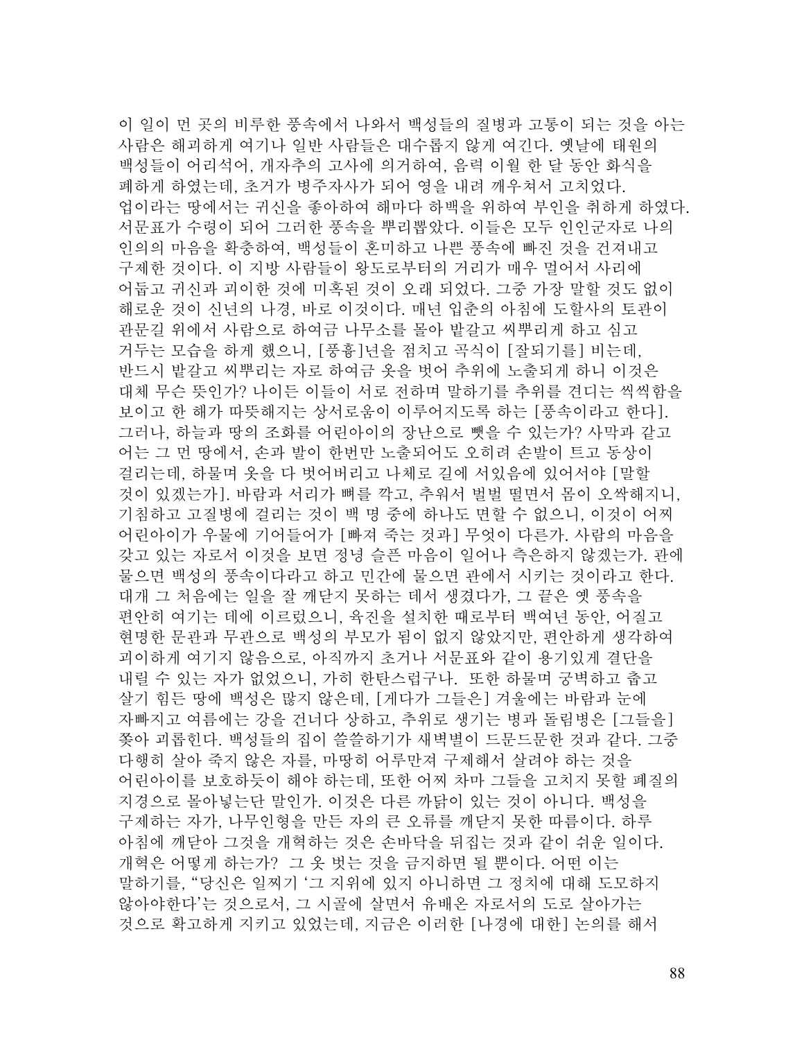이 일이 먼 곳의 비루한 풍속에서 나와서 백성들의 질병과 고통이 되는 것을 아는 사람은 해괴하게 여기나 일반 사람들은 대수롭지 않게 여긴다. 옛날에 태원의 백성들이 어리석어, 개자추의 고사에 의거하여, 음력 이월 한 달 동안 화식을 폐하게 하였는데, 초거가 병주자사가 되어 영을 내려 깨우쳐서 고치었다. 업이라는 땅에서는 귀신을 좋아하여 해마다 하백을 위하여 부인을 취하게 하였다. 서문표가 수령이 되어 그러한 풍속을 뿌리뽑았다. 이들은 모두 인인군자로 나의 인의의 마음을 확충하여, 백성들이 혼미하고 나쁜 풍속에 빠진 것을 건져내고 구제한 것이다. 이 지방 사람들이 왕도로부터의 거리가 매우 멀어서 사리에 어둡고 귀신과 괴이한 것에 미혹된 것이 오래 되었다. 그중 가장 말할 것도 없이 해로운 것이 신년의 나경, 바로 이것이다. 매년 입춘의 아침에 도할사의 토관이 관문길 위에서 사람으로 하여금 나무소를 몰아 밭갈고 씨뿌리게 하고 심고 거두는 모습을 하게 했으니, [풍흉]년을 점치고 곡식이 [잘되기를] 비는데, 반드시 밭갈고 씨뿌리는 자로 하여금 옷을 벗어 추위에 노출되게 하니 이것은 대체 무슨 뜻인가? 나이든 이들이 서로 전하며 말하기를 추위를 견디는 씩씩함을 보이고 한 해가 따뜻해지는 상서로움이 이루어지도록 하는 [풍속이라고 한다]. 그러나, 하늘과 땅의 조화를 어린아이의 장난으로 뺏을 수 있는가? 사막과 같고 어는 그 먼 땅에서, 손과 발이 한번만 노출되어도 오히려 손발이 트고 동상이 걸리는데, 하물며 옷을 다 벗어버리고 나체로 길에 서있음에 있어서야 [말할 것이 있겠는가]. 바람과 서리가 뼈를 깍고, 추워서 벌벌 떨면서 몸이 오싹해지니, 기침하고 고질병에 걸리는 것이 백 명 중에 하나도 면할 수 없으니, 이것이 어찌 어린아이가 우물에 기어들어가 [빠져 죽는 것과] 무엇이 다른가. 사람의 마음을 갖고 있는 자로서 이것을 보면 정녕 슬픈 마음이 일어나 측은하지 않겠는가. 관에 물으면 백성의 풍속이다라고 하고 민간에 물으면 관에서 시키는 것이라고 한다. 대개 그 처음에는 일을 잘 깨닫지 못하는 데서 생겼다가, 그 끝은 옛 풍속을 편안히 여기는 데에 이르렀으니, 육진을 설치한 때로부터 백여년 동안, 어질고 현명한 문관과 무관으로 백성의 부모가 됨이 없지 않았지만, 편안하게 생각하여 괴이하게 여기지 않음으로, 아직까지 초거나 서문표와 같이 용기있게 결단을 내릴 수 있는 자가 없었으니, 가히 한탄스럽구나. 또한 하물며 궁벽하고 춥고 살기 힘든 땅에 백성은 많지 않은데, [게다가 그들은] 겨울에는 바람과 눈에 자빠지고 여름에는 강을 건너다 상하고, 추위로 생기는 병과 돌림병은 [그들을] 쫓아 괴롭힌다. 백성들의 집이 쓸쓸하기가 새벽별이 드문드문한 것과 같다. 그중 다행히 살아 죽지 않은 자를, 마땅히 어루만져 구제해서 살려야 하는 것을 어린아이를 보호하듯이 해야 하는데, 또한 어찌 차마 그들을 고치지 못할 폐질의 지경으로 몰아넣는단 말인가. 이것은 다른 까닭이 있는 것이 아니다. 백성을 구제하는 자가, 나무인형을 만든 자의 큰 오류를 깨닫지 못한 따름이다. 하루 아침에 깨닫아 그것을 개혁하는 것은 손바닥을 뒤집는 것과 같이 쉬운 일이다. 개혁은 어떻게 하는가? 그 옷 벗는 것을 금지하면 될 뿐이다. 어떤 이는 말하기를, "당신은 일찌기 '그 지위에 있지 아니하면 그 정치에 대해 도모하지 않아야한다'는 것으로서, 그 시골에 살면서 유배온 자로서의 도로 살아가는 것으로 확고하게 지키고 있었는데, 지금은 이러한 [나경에 대한] 논의를 해서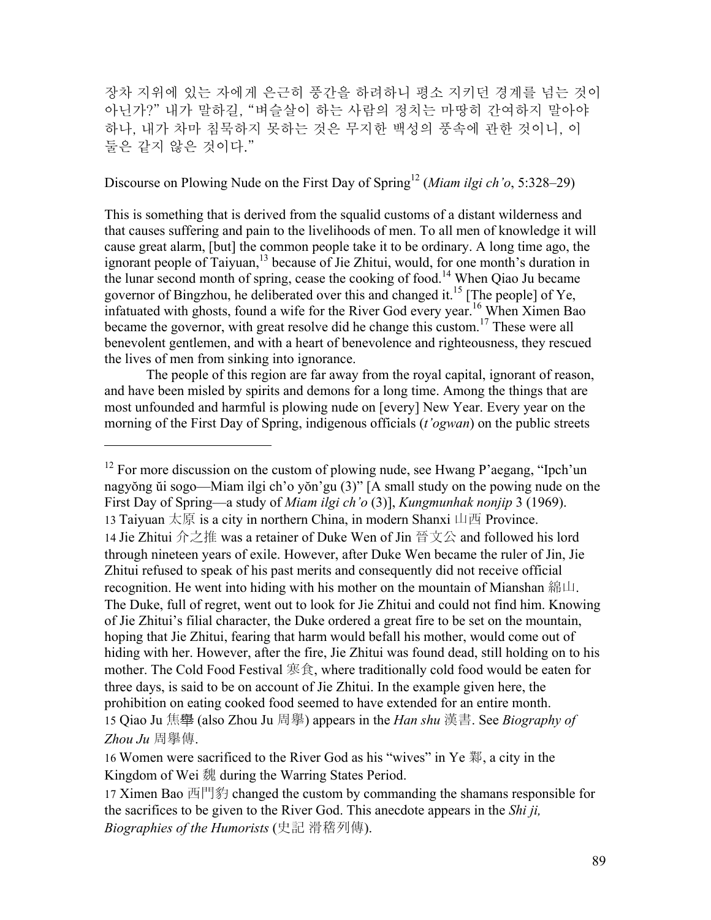장차 지위에 있는 자에게 은근히 풍간을 하려하니 평소 지키던 경계를 넘는 것이 아닌가?" 내가 말하길, "벼슬살이 하는 사람의 정치는 마땅히 간여하지 말아야 하나, 내가 차마 침묵하지 못하는 것은 무지한 백성의 풍속에 관한 것이니, 이 둘은 같지 않은 것이다."

Discourse on Plowing Nude on the First Day of Spring[12] (*Miam ilgi ch'o*, 5:328–29)

This is something that is derived from the squalid customs of a distant wilderness and that causes suffering and pain to the livelihoods of men. To all men of knowledge it will cause great alarm, [but] the common people take it to be ordinary. A long time ago, the ignorant people of Taiyuan,[13] because of Jie Zhitui, would, for one month's duration in the lunar second month of spring, cease the cooking of food.[14] When Qiao Ju became governor of Bingzhou, he deliberated over this and changed it.[15] [The people] of Ye, infatuated with ghosts, found a wife for the River God every year.[16] When Ximen Bao became the governor, with great resolve did he change this custom.[17] These were all benevolent gentlemen, and with a heart of benevolence and righteousness, they rescued the lives of men from sinking into ignorance.

The people of this region are far away from the royal capital, ignorant of reason, and have been misled by spirits and demons for a long time. Among the things that are most unfounded and harmful is plowing nude on [every] New Year. Every year on the morning of the First Day of Spring, indigenous officials (*t'ogwan*) on the public streets

---

[12] For more discussion on the custom of plowing nude, see Hwang P'aegang, "Ipch'un nagyŏng ŭi sogo—Miam ilgi ch'o yŏn'gu (3)" [A small study on the powing nude on the First Day of Spring—a study of *Miam ilgi ch'o* (3)], *Kungmunhak nonjip* 3 (1969).

[13] Taiyuan 太原 is a city in northern China, in modern Shanxi 山西 Province.

[14] Jie Zhitui 介之推 was a retainer of Duke Wen of Jin 晉文公 and followed his lord through nineteen years of exile. However, after Duke Wen became the ruler of Jin, Jie Zhitui refused to speak of his past merits and consequently did not receive official recognition. He went into hiding with his mother on the mountain of Mianshan 綿山. The Duke, full of regret, went out to look for Jie Zhitui and could not find him. Knowing of Jie Zhitui's filial character, the Duke ordered a great fire to be set on the mountain, hoping that Jie Zhitui, fearing that harm would befall his mother, would come out of hiding with her. However, after the fire, Jie Zhitui was found dead, still holding on to his mother. The Cold Food Festival 寒食, where traditionally cold food would be eaten for three days, is said to be on account of Jie Zhitui. In the example given here, the prohibition on eating cooked food seemed to have extended for an entire month.

[15] Qiao Ju 焦擧 (also Zhou Ju 周擧) appears in the *Han shu* 漢書. See *Biography of Zhou Ju* 周擧傳.

[16] Women were sacrificed to the River God as his "wives" in Ye 鄴, a city in the Kingdom of Wei 魏 during the Warring States Period.

[17] Ximen Bao 西門豹 changed the custom by commanding the shamans responsible for the sacrifices to be given to the River God. This anecdote appears in the *Shi ji, Biographies of the Humorists* (史記 滑稽列傳).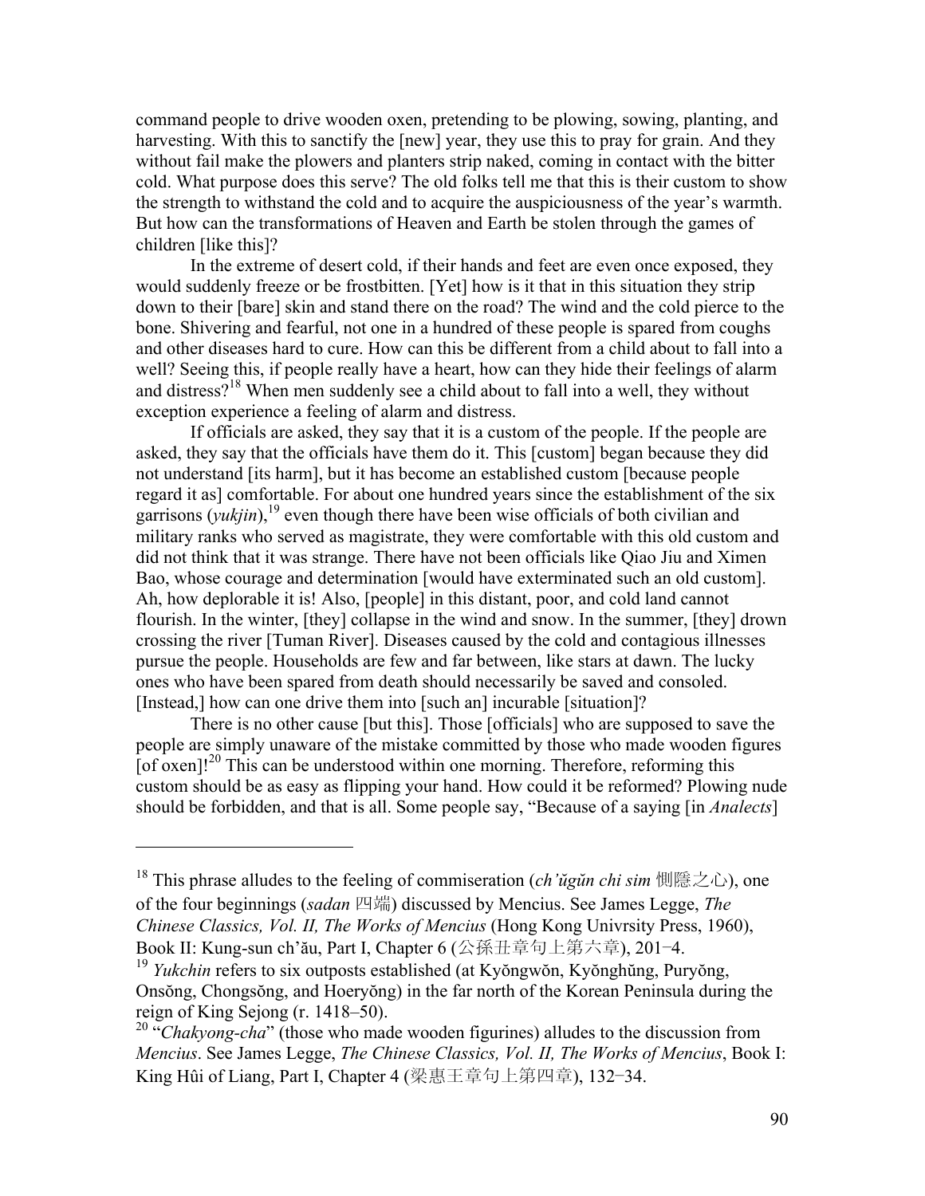command people to drive wooden oxen, pretending to be plowing, sowing, planting, and harvesting. With this to sanctify the [new] year, they use this to pray for grain. And they without fail make the plowers and planters strip naked, coming in contact with the bitter cold. What purpose does this serve? The old folks tell me that this is their custom to show the strength to withstand the cold and to acquire the auspiciousness of the year's warmth. But how can the transformations of Heaven and Earth be stolen through the games of children [like this]?

In the extreme of desert cold, if their hands and feet are even once exposed, they would suddenly freeze or be frostbitten. [Yet] how is it that in this situation they strip down to their [bare] skin and stand there on the road? The wind and the cold pierce to the bone. Shivering and fearful, not one in a hundred of these people is spared from coughs and other diseases hard to cure. How can this be different from a child about to fall into a well? Seeing this, if people really have a heart, how can they hide their feelings of alarm and distress?[18] When men suddenly see a child about to fall into a well, they without exception experience a feeling of alarm and distress.

If officials are asked, they say that it is a custom of the people. If the people are asked, they say that the officials have them do it. This [custom] began because they did not understand [its harm], but it has become an established custom [because people regard it as] comfortable. For about one hundred years since the establishment of the six garrisons (*yukjin*),[19] even though there have been wise officials of both civilian and military ranks who served as magistrate, they were comfortable with this old custom and did not think that it was strange. There have not been officials like Qiao Jiu and Ximen Bao, whose courage and determination [would have exterminated such an old custom]. Ah, how deplorable it is! Also, [people] in this distant, poor, and cold land cannot flourish. In the winter, [they] collapse in the wind and snow. In the summer, [they] drown crossing the river [Tuman River]. Diseases caused by the cold and contagious illnesses pursue the people. Households are few and far between, like stars at dawn. The lucky ones who have been spared from death should necessarily be saved and consoled. [Instead,] how can one drive them into [such an] incurable [situation]?

There is no other cause [but this]. Those [officials] who are supposed to save the people are simply unaware of the mistake committed by those who made wooden figures [of oxen]![20] This can be understood within one morning. Therefore, reforming this custom should be as easy as flipping your hand. How could it be reformed? Plowing nude should be forbidden, and that is all. Some people say, "Because of a saying [in *Analects*]

---

[18] This phrase alludes to the feeling of commiseration (*ch'ŭgŭn chi sim* 惻隱之心), one of the four beginnings (*sadan* 四端) discussed by Mencius. See James Legge, *The Chinese Classics, Vol. II, The Works of Mencius* (Hong Kong Univrsity Press, 1960), Book II: Kung-sun ch'ău, Part I, Chapter 6 (公孫丑章句上第六章), 201−4.

[19] *Yukchin* refers to six outposts established (at Kyŏngwŏn, Kyŏnghŭng, Puryŏng, Onsŏng, Chongsŏng, and Hoeryŏng) in the far north of the Korean Peninsula during the reign of King Sejong (r. 1418–50).

[20] "*Chakyong-cha*" (those who made wooden figurines) alludes to the discussion from *Mencius*. See James Legge, *The Chinese Classics, Vol. II, The Works of Mencius*, Book I: King Hûi of Liang, Part I, Chapter 4 (梁惠王章句上第四章), 132−34.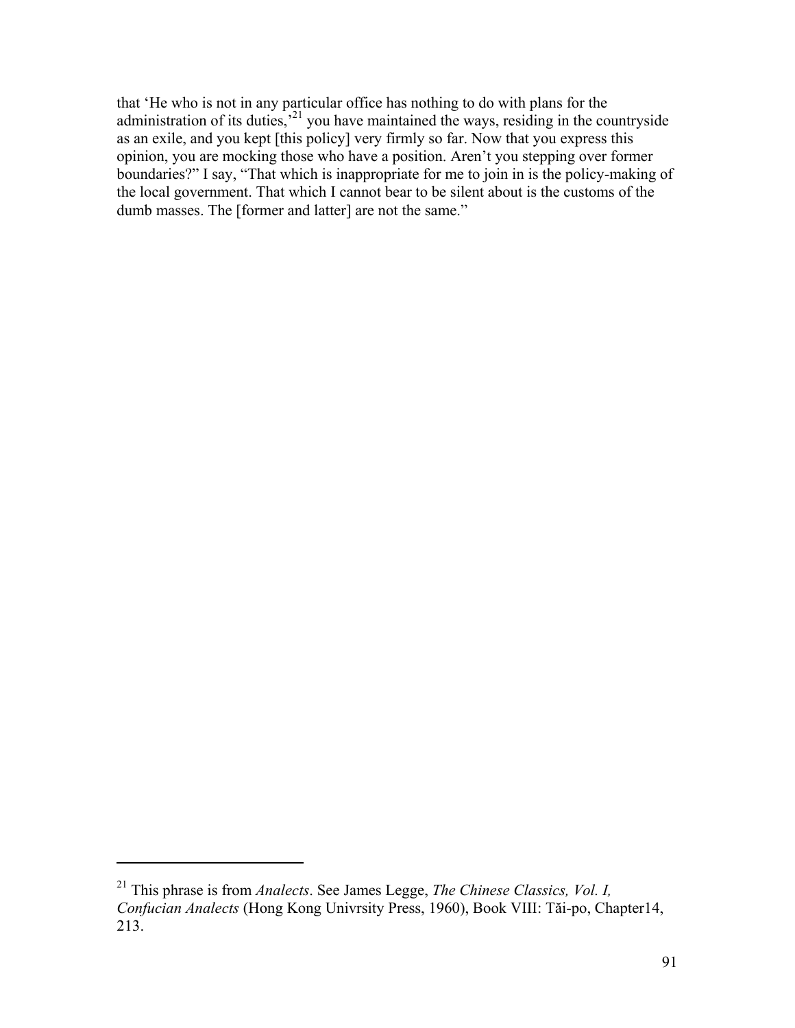that 'He who is not in any particular office has nothing to do with plans for the administration of its duties,'[21] you have maintained the ways, residing in the countryside as an exile, and you kept [this policy] very firmly so far. Now that you express this opinion, you are mocking those who have a position. Aren't you stepping over former boundaries?" I say, "That which is inappropriate for me to join in is the policy-making of the local government. That which I cannot bear to be silent about is the customs of the dumb masses. The [former and latter] are not the same."

---

[21] This phrase is from *Analects*. See James Legge, *The Chinese Classics, Vol. I, Confucian Analects* (Hong Kong Univrsity Press, 1960), Book VIII: Tăi-po, Chapter14, 213.